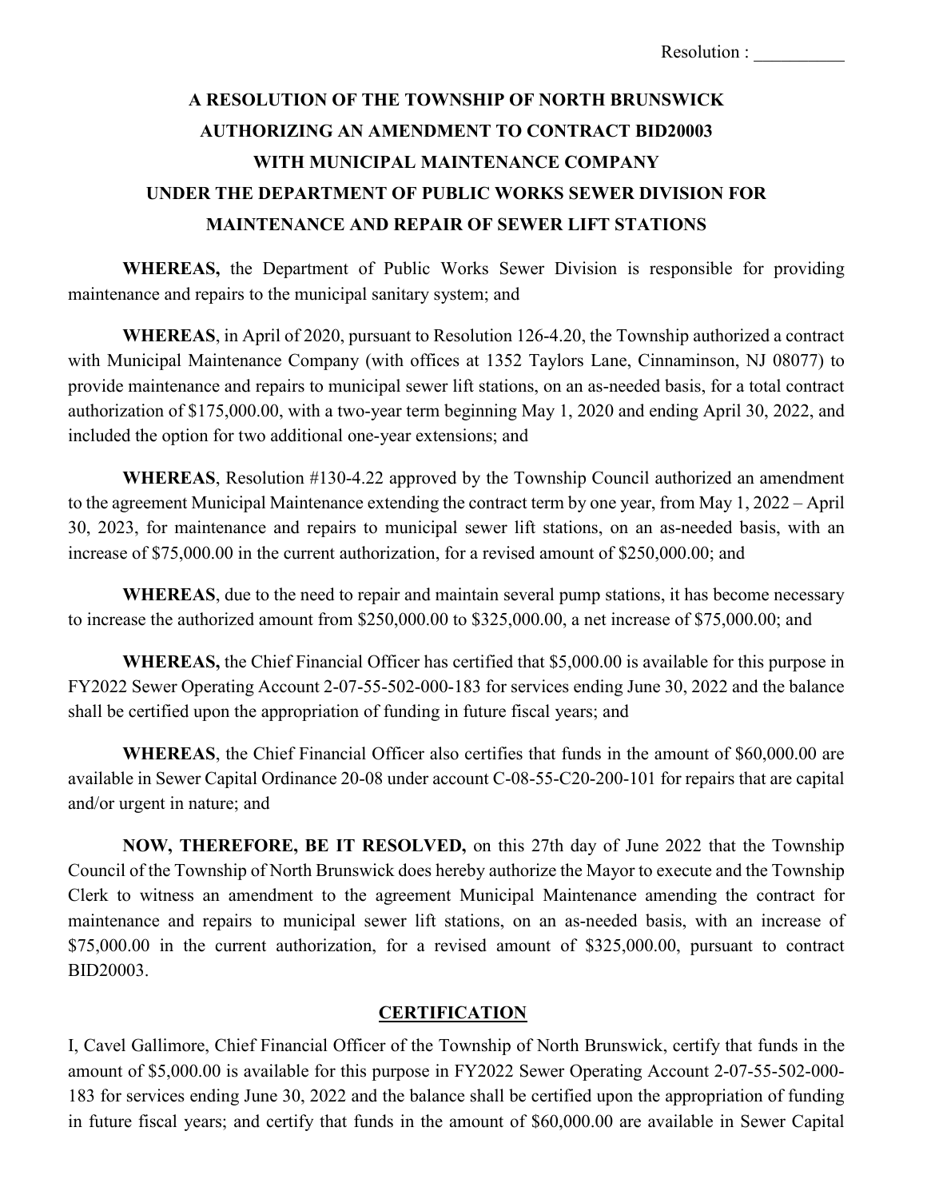Resolution : __________

# A RESOLUTION OF THE TOWNSHIP OF NORTH BRUNSWICK AUTHORIZING AN AMENDMENT TO CONTRACT BID20003 WITH MUNICIPAL MAINTENANCE COMPANY UNDER THE DEPARTMENT OF PUBLIC WORKS SEWER DIVISION FOR MAINTENANCE AND REPAIR OF SEWER LIFT STATIONS

**WHEREAS,** the Department of Public Works Sewer Division is responsible for providing maintenance and repairs to the municipal sanitary system; and

**WHEREAS**, in April of 2020, pursuant to Resolution 126-4.20, the Township authorized a contract with Municipal Maintenance Company (with offices at 1352 Taylors Lane, Cinnaminson, NJ 08077) to provide maintenance and repairs to municipal sewer lift stations, on an as-needed basis, for a total contract authorization of $175,000.00, with a two-year term beginning May 1, 2020 and ending April 30, 2022, and included the option for two additional one-year extensions; and

**WHEREAS**, Resolution #130-4.22 approved by the Township Council authorized an amendment to the agreement Municipal Maintenance extending the contract term by one year, from May 1, 2022 – April 30, 2023, for maintenance and repairs to municipal sewer lift stations, on an as-needed basis, with an increase of $75,000.00 in the current authorization, for a revised amount of $250,000.00; and

**WHEREAS**, due to the need to repair and maintain several pump stations, it has become necessary to increase the authorized amount from $250,000.00 to $325,000.00, a net increase of $75,000.00; and

**WHEREAS,** the Chief Financial Officer has certified that $5,000.00 is available for this purpose in FY2022 Sewer Operating Account 2-07-55-502-000-183 for services ending June 30, 2022 and the balance shall be certified upon the appropriation of funding in future fiscal years; and

**WHEREAS**, the Chief Financial Officer also certifies that funds in the amount of $60,000.00 are available in Sewer Capital Ordinance 20-08 under account C-08-55-C20-200-101 for repairs that are capital and/or urgent in nature; and

**NOW, THEREFORE, BE IT RESOLVED,** on this 27th day of June 2022 that the Township Council of the Township of North Brunswick does hereby authorize the Mayor to execute and the Township Clerk to witness an amendment to the agreement Municipal Maintenance amending the contract for maintenance and repairs to municipal sewer lift stations, on an as-needed basis, with an increase of $75,000.00 in the current authorization, for a revised amount of $325,000.00, pursuant to contract BID20003.

## CERTIFICATION

I, Cavel Gallimore, Chief Financial Officer of the Township of North Brunswick, certify that funds in the amount of $5,000.00 is available for this purpose in FY2022 Sewer Operating Account 2-07-55-502-000-183 for services ending June 30, 2022 and the balance shall be certified upon the appropriation of funding in future fiscal years; and certify that funds in the amount of $60,000.00 are available in Sewer Capital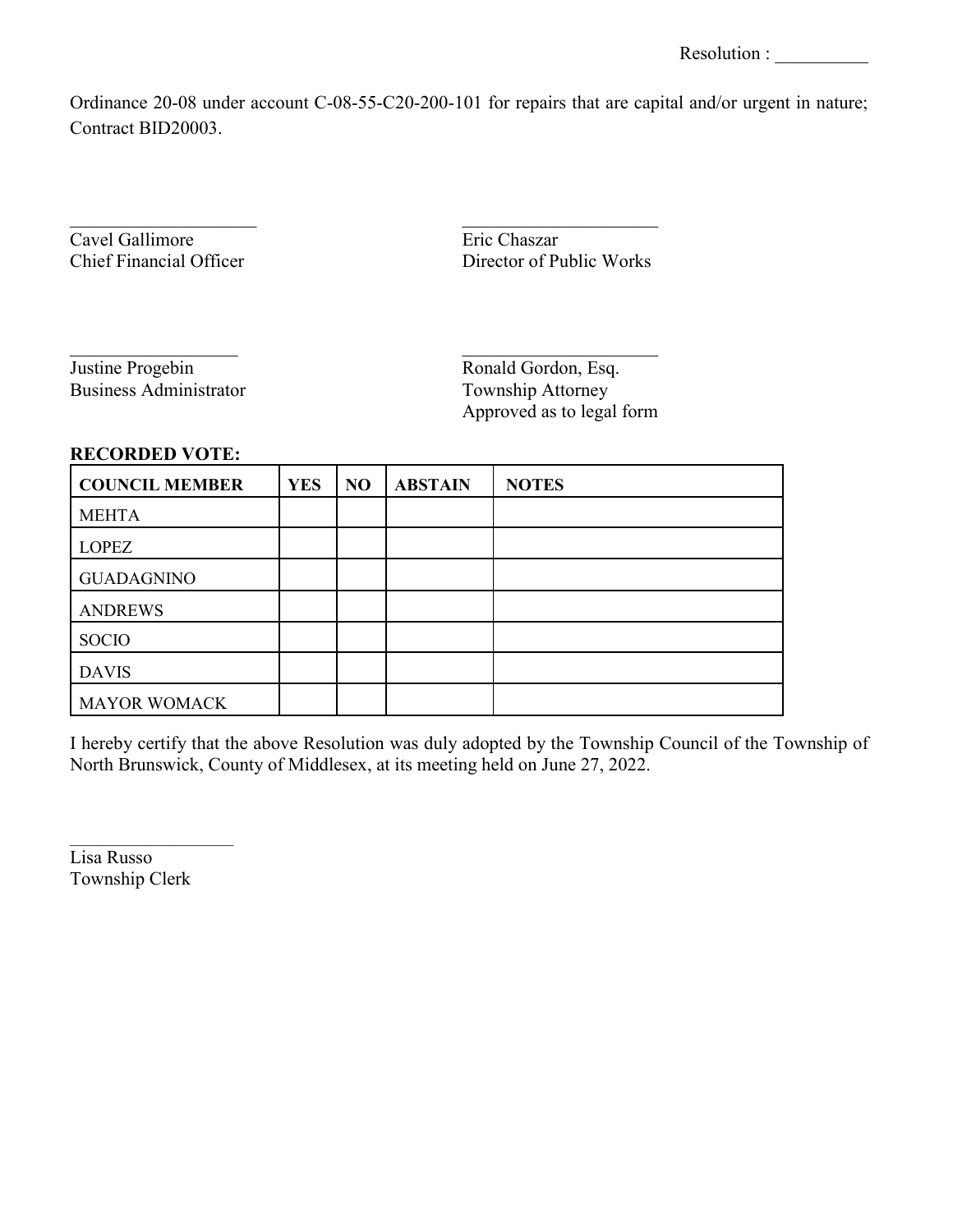Resolution : __________

Ordinance 20-08 under account C-08-55-C20-200-101 for repairs that are capital and/or urgent in nature; Contract BID20003.

____________________
Cavel Gallimore
Chief Financial Officer

____________________
Eric Chaszar
Director of Public Works

____________________
Justine Progebin
Business Administrator

____________________
Ronald Gordon, Esq.
Township Attorney
Approved as to legal form

**RECORDED VOTE:**

| COUNCIL MEMBER | YES | NO | ABSTAIN | NOTES |
|---|---|---|---|---|
| MEHTA | | | | |
| LOPEZ | | | | |
| GUADAGNINO | | | | |
| ANDREWS | | | | |
| SOCIO | | | | |
| DAVIS | | | | |
| MAYOR WOMACK | | | | |

I hereby certify that the above Resolution was duly adopted by the Township Council of the Township of North Brunswick, County of Middlesex, at its meeting held on June 27, 2022.

____________________
Lisa Russo
Township Clerk